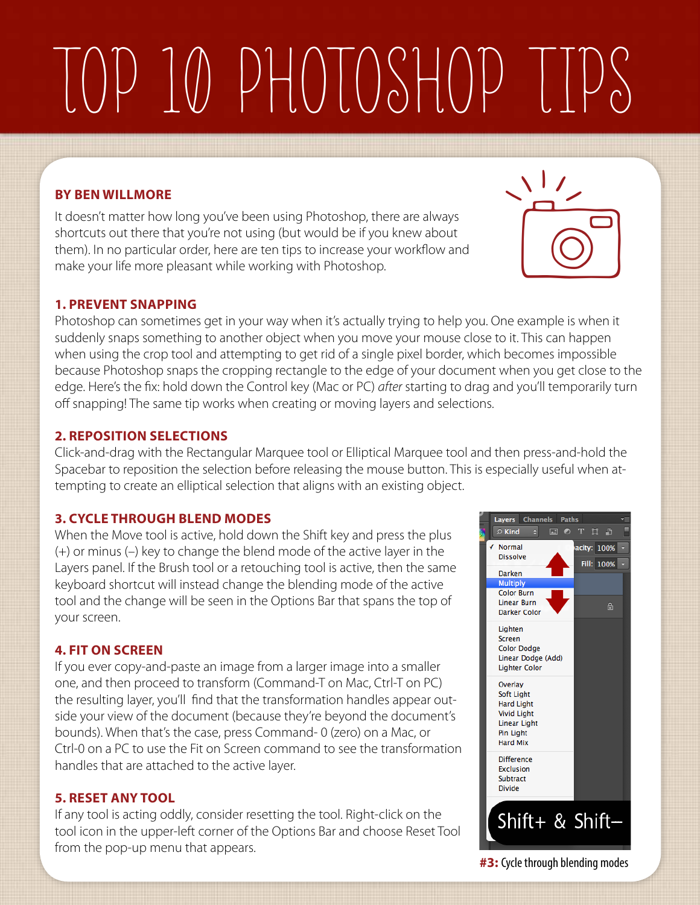# TOP 10 PHOTOSHOP TIPS

**BY BEN WILLMORE**

It doesn't matter how long you've been using Photoshop, there are always shortcuts out there that you're not using (but would be if you knew about them). In no particular order, here are ten tips to increase your workflow and make your life more pleasant while working with Photoshop.

## 1. PREVENT SNAPPING

Photoshop can sometimes get in your way when it's actually trying to help you. One example is when it suddenly snaps something to another object when you move your mouse close to it. This can happen when using the crop tool and attempting to get rid of a single pixel border, which becomes impossible because Photoshop snaps the cropping rectangle to the edge of your document when you get close to the edge. Here's the fix: hold down the Control key (Mac or PC) *after* starting to drag and you'll temporarily turn off snapping! The same tip works when creating or moving layers and selections.

## 2. REPOSITION SELECTIONS

Click-and-drag with the Rectangular Marquee tool or Elliptical Marquee tool and then press-and-hold the Spacebar to reposition the selection before releasing the mouse button. This is especially useful when attempting to create an elliptical selection that aligns with an existing object.

## 3. CYCLE THROUGH BLEND MODES

When the Move tool is active, hold down the Shift key and press the plus (+) or minus (–) key to change the blend mode of the active layer in the Layers panel. If the Brush tool or a retouching tool is active, then the same keyboard shortcut will instead change the blending mode of the active tool and the change will be seen in the Options Bar that spans the top of your screen.

**#3:** Cycle through blending modes

## 4. FIT ON SCREEN

If you ever copy-and-paste an image from a larger image into a smaller one, and then proceed to transform (Command-T on Mac, Ctrl-T on PC) the resulting layer, you'll find that the transformation handles appear outside your view of the document (because they're beyond the document's bounds). When that's the case, press Command- 0 (zero) on a Mac, or Ctrl-0 on a PC to use the Fit on Screen command to see the transformation handles that are attached to the active layer.

## 5. RESET ANY TOOL

If any tool is acting oddly, consider resetting the tool. Right-click on the tool icon in the upper-left corner of the Options Bar and choose Reset Tool from the pop-up menu that appears.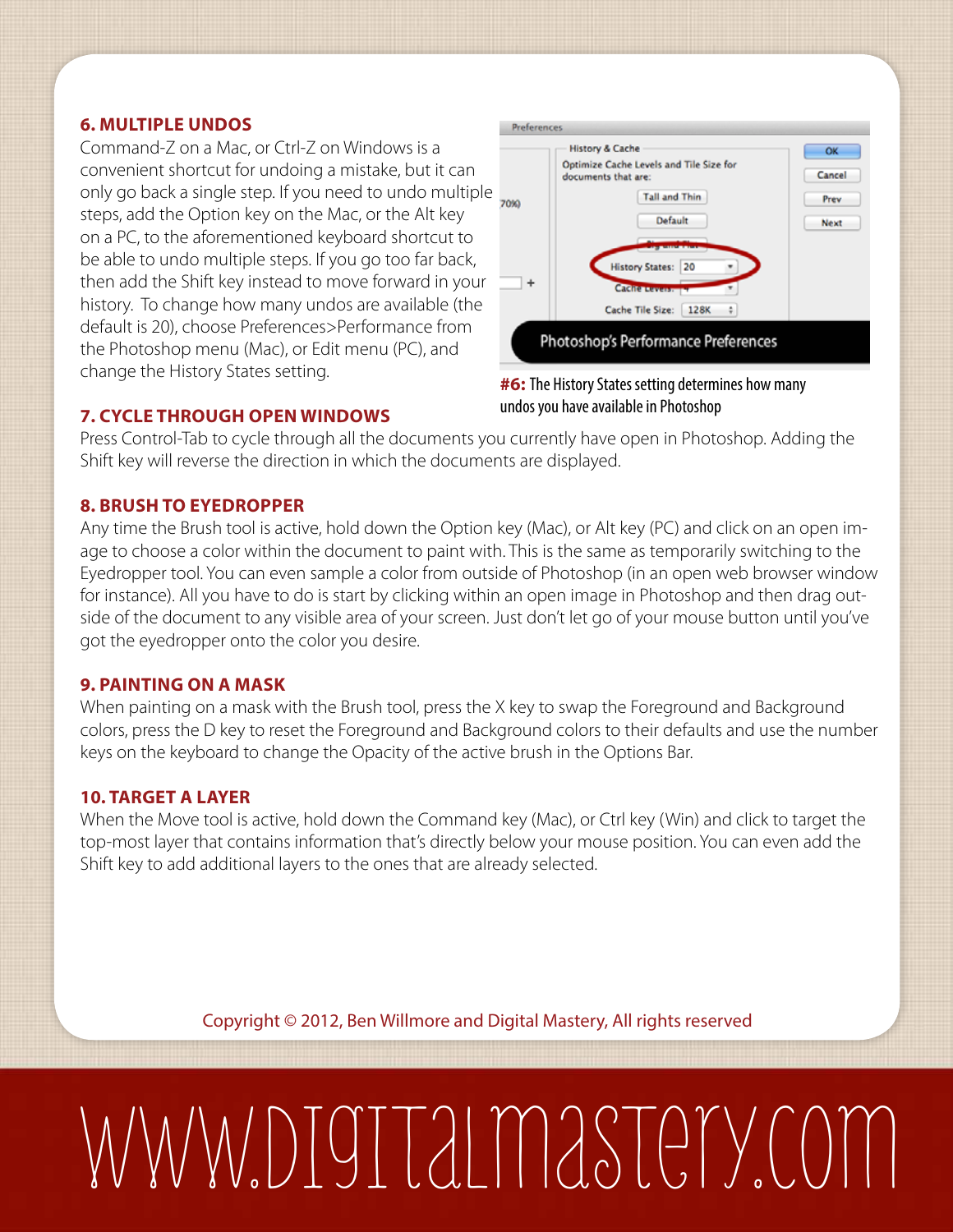### 6. MULTIPLE UNDOS

Command-Z on a Mac, or Ctrl-Z on Windows is a convenient shortcut for undoing a mistake, but it can only go back a single step. If you need to undo multiple steps, add the Option key on the Mac, or the Alt key on a PC, to the aforementioned keyboard shortcut to be able to undo multiple steps. If you go too far back, then add the Shift key instead to move forward in your history. To change how many undos are available (the default is 20), choose Preferences>Performance from the Photoshop menu (Mac), or Edit menu (PC), and change the History States setting.

**#6:** The History States setting determines how many undos you have available in Photoshop

### 7. CYCLE THROUGH OPEN WINDOWS

Press Control-Tab to cycle through all the documents you currently have open in Photoshop. Adding the Shift key will reverse the direction in which the documents are displayed.

### 8. BRUSH TO EYEDROPPER

Any time the Brush tool is active, hold down the Option key (Mac), or Alt key (PC) and click on an open image to choose a color within the document to paint with. This is the same as temporarily switching to the Eyedropper tool. You can even sample a color from outside of Photoshop (in an open web browser window for instance). All you have to do is start by clicking within an open image in Photoshop and then drag outside of the document to any visible area of your screen. Just don't let go of your mouse button until you've got the eyedropper onto the color you desire.

### 9. PAINTING ON A MASK

When painting on a mask with the Brush tool, press the X key to swap the Foreground and Background colors, press the D key to reset the Foreground and Background colors to their defaults and use the number keys on the keyboard to change the Opacity of the active brush in the Options Bar.

### 10. TARGET A LAYER

When the Move tool is active, hold down the Command key (Mac), or Ctrl key (Win) and click to target the top-most layer that contains information that's directly below your mouse position. You can even add the Shift key to add additional layers to the ones that are already selected.

Copyright © 2012, Ben Willmore and Digital Mastery, All rights reserved

www.digitalmastery.com